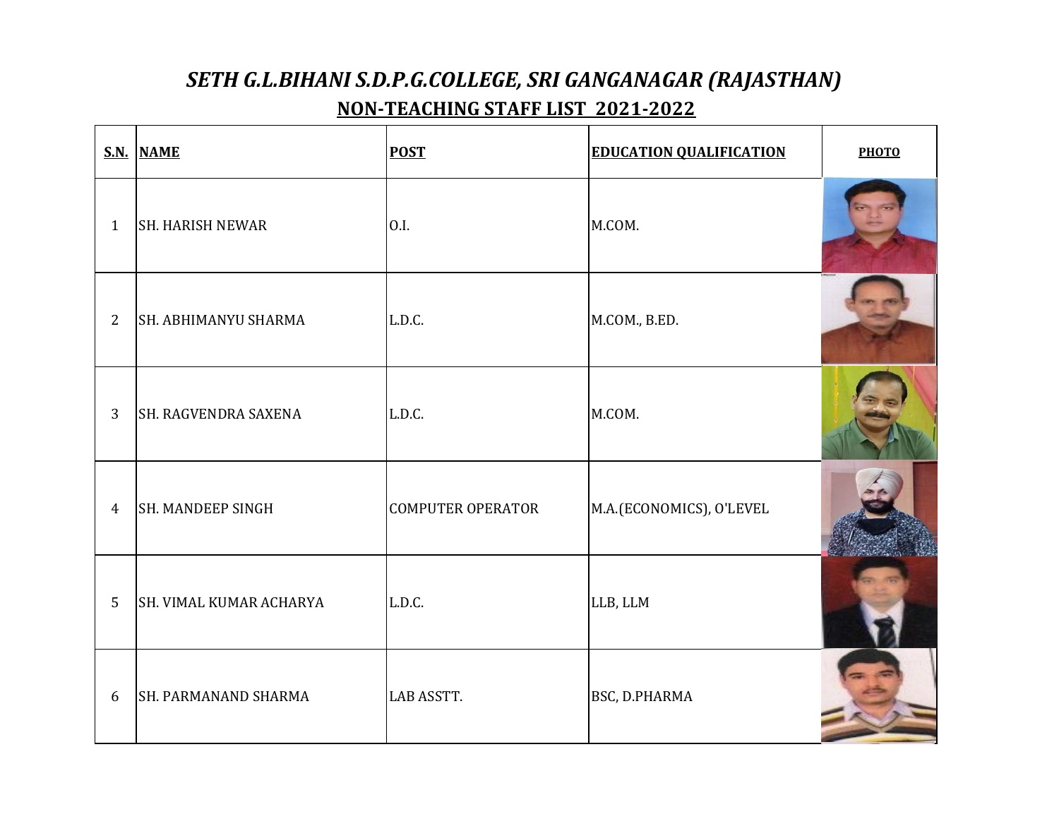# *SETH G.L.BIHANI S.D.P.G.COLLEGE, SRI GANGANAGAR (RAJASTHAN)*

## NON-TEACHING STAFF LIST 2021-2022

| S.N. | NAME | POST | EDUCATION QUALIFICATION | PHOTO |
|---|---|---|---|---|
| 1 | SH. HARISH NEWAR | O.I. | M.COM. | |
| 2 | SH. ABHIMANYU SHARMA | L.D.C. | M.COM., B.ED. | |
| 3 | SH. RAGVENDRA SAXENA | L.D.C. | M.COM. | |
| 4 | SH. MANDEEP SINGH | COMPUTER OPERATOR | M.A.(ECONOMICS), O'LEVEL | |
| 5 | SH. VIMAL KUMAR ACHARYA | L.D.C. | LLB, LLM | |
| 6 | SH. PARMANAND SHARMA | LAB ASSTT. | BSC, D.PHARMA | |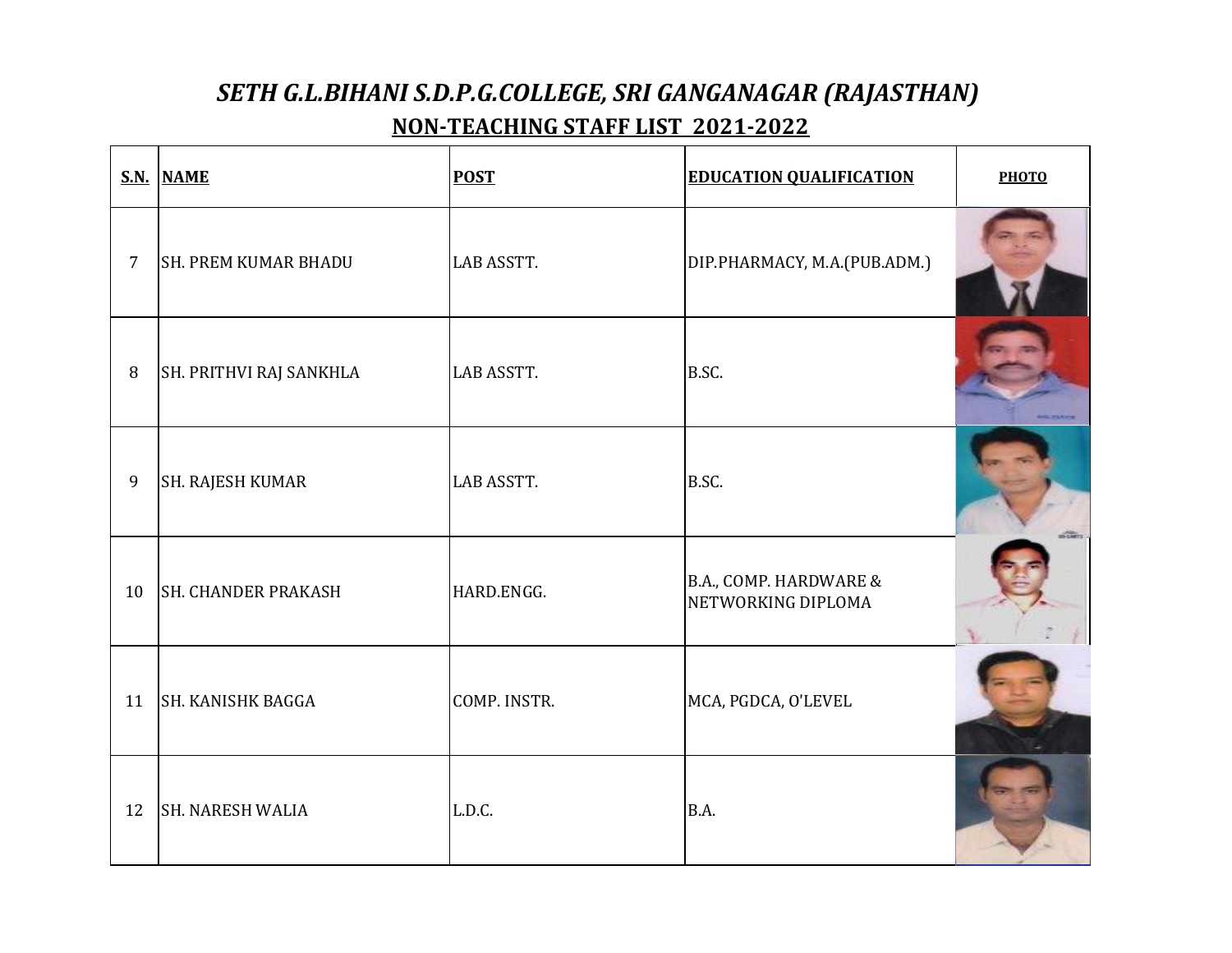# *SETH G.L.BIHANI S.D.P.G.COLLEGE, SRI GANGANAGAR (RAJASTHAN)*

## NON-TEACHING STAFF LIST 2021-2022

| S.N. | NAME | POST | EDUCATION QUALIFICATION | PHOTO |
|---|---|---|---|---|
| 7 | SH. PREM KUMAR BHADU | LAB ASSTT. | DIP.PHARMACY, M.A.(PUB.ADM.) | |
| 8 | SH. PRITHVI RAJ SANKHLA | LAB ASSTT. | B.SC. | |
| 9 | SH. RAJESH KUMAR | LAB ASSTT. | B.SC. | |
| 10 | SH. CHANDER PRAKASH | HARD.ENGG. | B.A., COMP. HARDWARE & NETWORKING DIPLOMA | |
| 11 | SH. KANISHK BAGGA | COMP. INSTR. | MCA, PGDCA, O'LEVEL | |
| 12 | SH. NARESH WALIA | L.D.C. | B.A. | |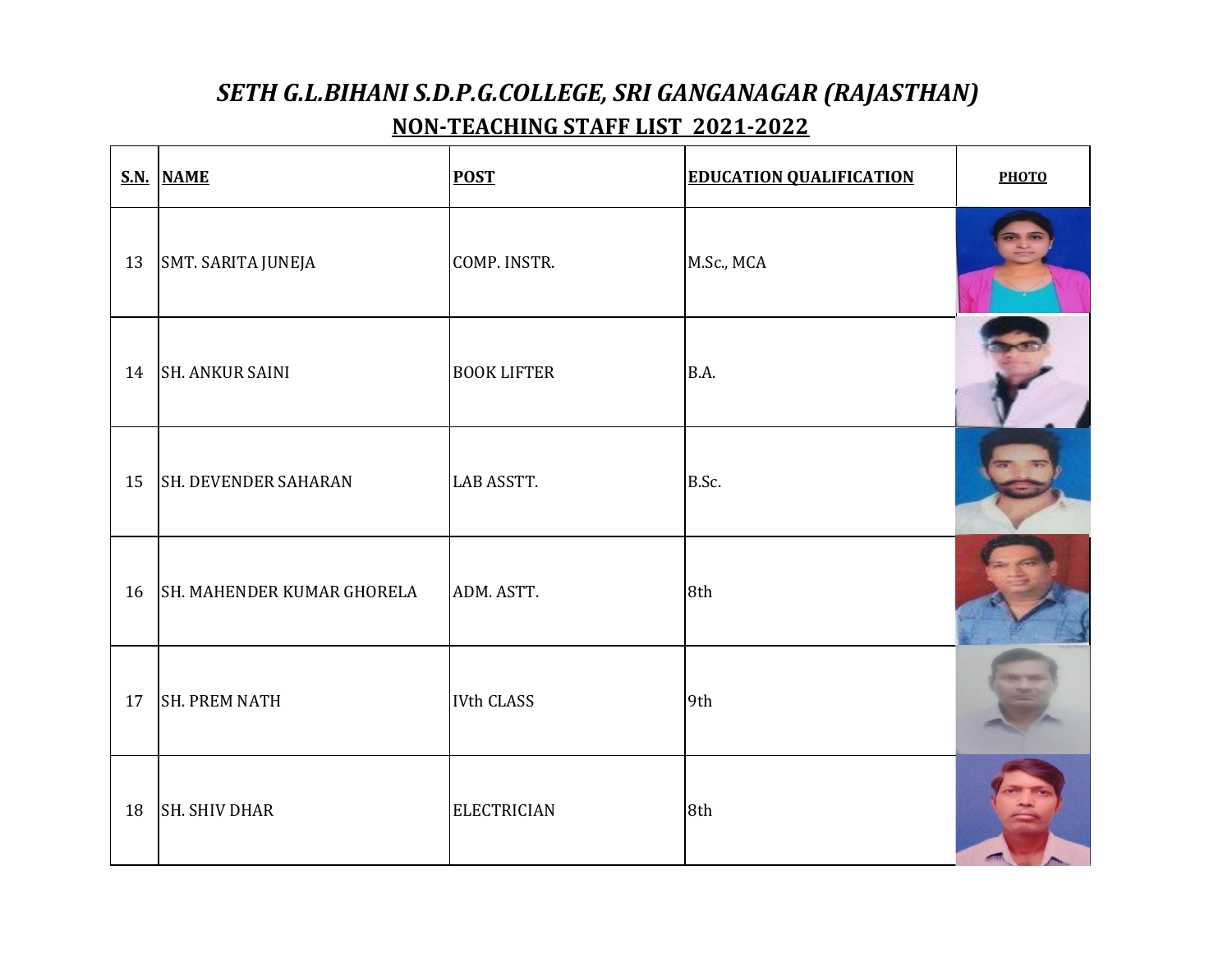# *SETH G.L.BIHANI S.D.P.G.COLLEGE, SRI GANGANAGAR (RAJASTHAN)*

## NON-TEACHING STAFF LIST 2021-2022

| S.N. | NAME | POST | EDUCATION QUALIFICATION | PHOTO |
|---|---|---|---|---|
| 13 | SMT. SARITA JUNEJA | COMP. INSTR. | M.Sc., MCA | |
| 14 | SH. ANKUR SAINI | BOOK LIFTER | B.A. | |
| 15 | SH. DEVENDER SAHARAN | LAB ASSTT. | B.Sc. | |
| 16 | SH. MAHENDER KUMAR GHORELA | ADM. ASTT. | 8th | |
| 17 | SH. PREM NATH | IVth CLASS | 9th | |
| 18 | SH. SHIV DHAR | ELECTRICIAN | 8th | |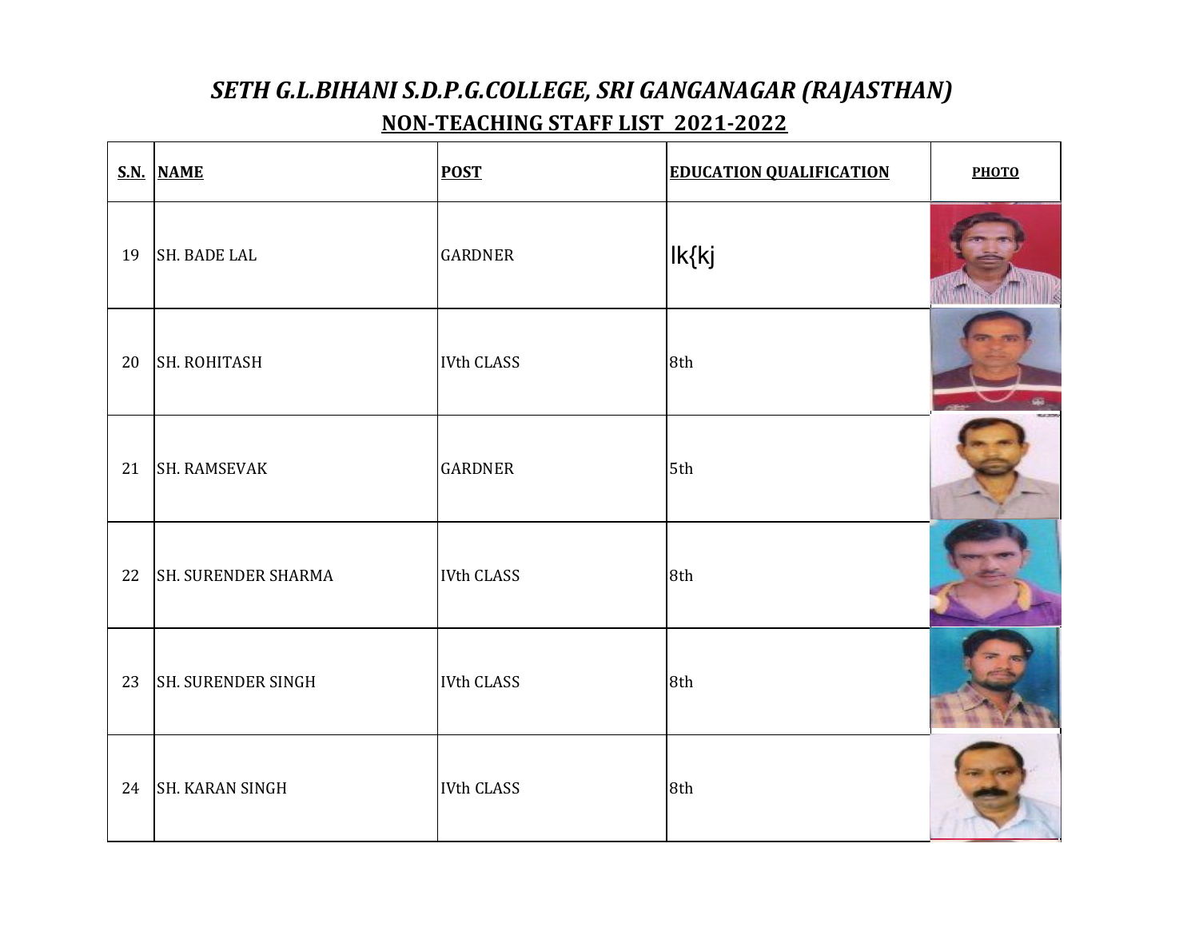# *SETH G.L.BIHANI S.D.P.G.COLLEGE, SRI GANGANAGAR (RAJASTHAN)*

## NON-TEACHING STAFF LIST 2021-2022

| S.N. | NAME | POST | EDUCATION QUALIFICATION | PHOTO |
|---|---|---|---|---|
| 19 | SH. BADE LAL | GARDNER | lk{kj | |
| 20 | SH. ROHITASH | IVth CLASS | 8th | |
| 21 | SH. RAMSEVAK | GARDNER | 5th | |
| 22 | SH. SURENDER SHARMA | IVth CLASS | 8th | |
| 23 | SH. SURENDER SINGH | IVth CLASS | 8th | |
| 24 | SH. KARAN SINGH | IVth CLASS | 8th | |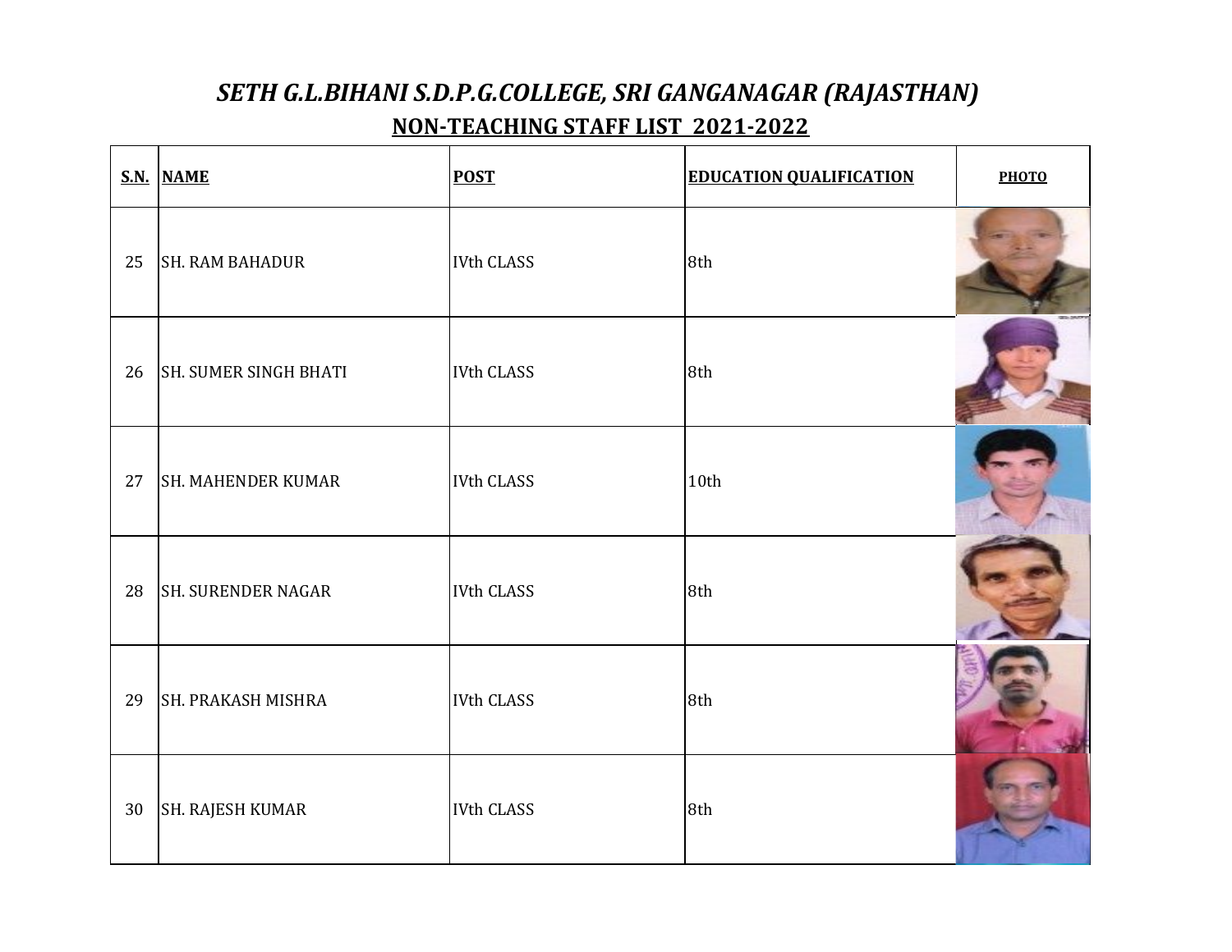# *SETH G.L.BIHANI S.D.P.G.COLLEGE, SRI GANGANAGAR (RAJASTHAN)*

## NON-TEACHING STAFF LIST 2021-2022

| S.N. | NAME | POST | EDUCATION QUALIFICATION | PHOTO |
|---|---|---|---|---|
| 25 | SH. RAM BAHADUR | IVth CLASS | 8th | |
| 26 | SH. SUMER SINGH BHATI | IVth CLASS | 8th | |
| 27 | SH. MAHENDER KUMAR | IVth CLASS | 10th | |
| 28 | SH. SURENDER NAGAR | IVth CLASS | 8th | |
| 29 | SH. PRAKASH MISHRA | IVth CLASS | 8th | |
| 30 | SH. RAJESH KUMAR | IVth CLASS | 8th | |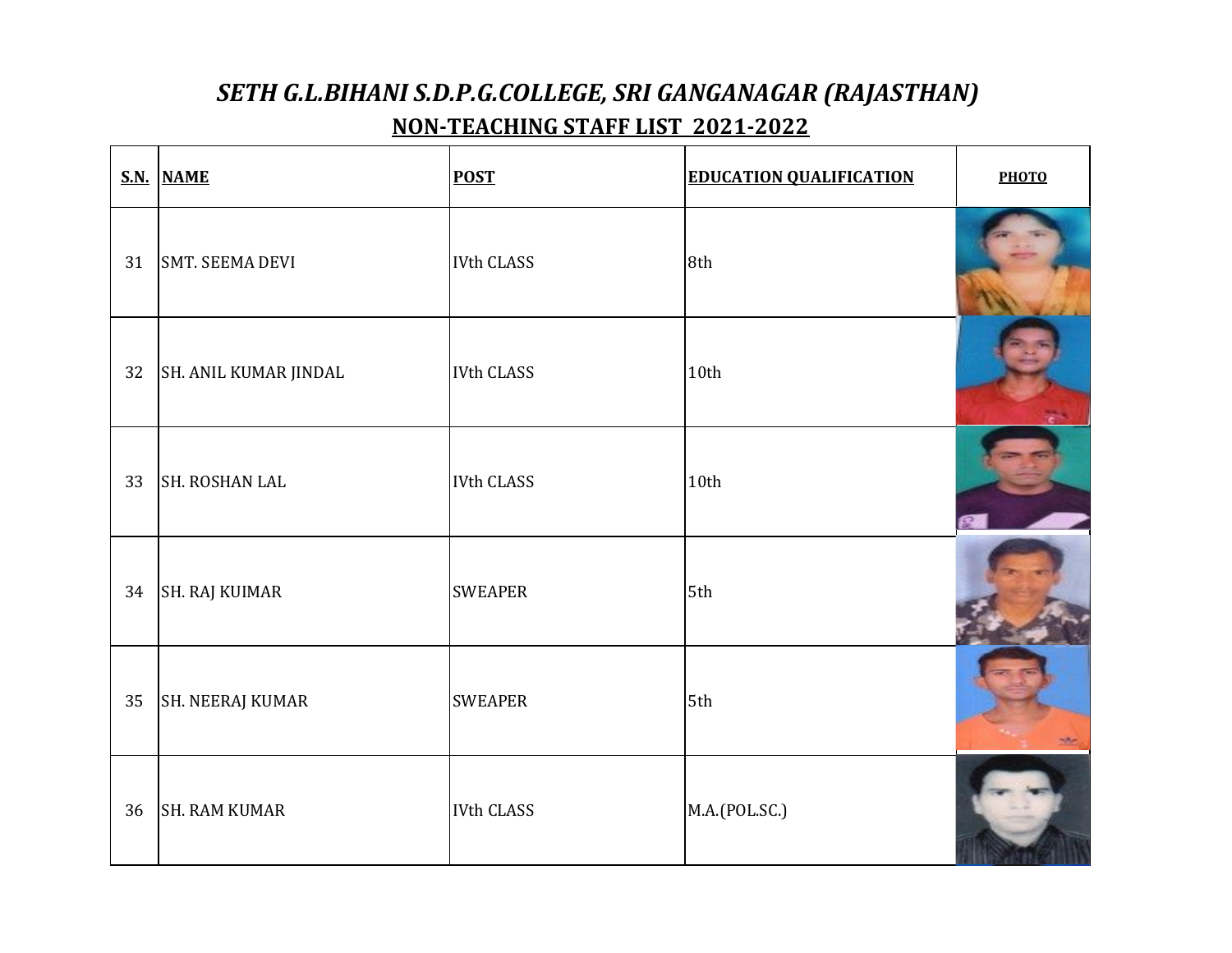# *SETH G.L.BIHANI S.D.P.G.COLLEGE, SRI GANGANAGAR (RAJASTHAN)*

## NON-TEACHING STAFF LIST 2021-2022

| S.N. | NAME | POST | EDUCATION QUALIFICATION | PHOTO |
|---|---|---|---|---|
| 31 | SMT. SEEMA DEVI | IVth CLASS | 8th | |
| 32 | SH. ANIL KUMAR JINDAL | IVth CLASS | 10th | |
| 33 | SH. ROSHAN LAL | IVth CLASS | 10th | |
| 34 | SH. RAJ KUIMAR | SWEAPER | 5th | |
| 35 | SH. NEERAJ KUMAR | SWEAPER | 5th | |
| 36 | SH. RAM KUMAR | IVth CLASS | M.A.(POL.SC.) | |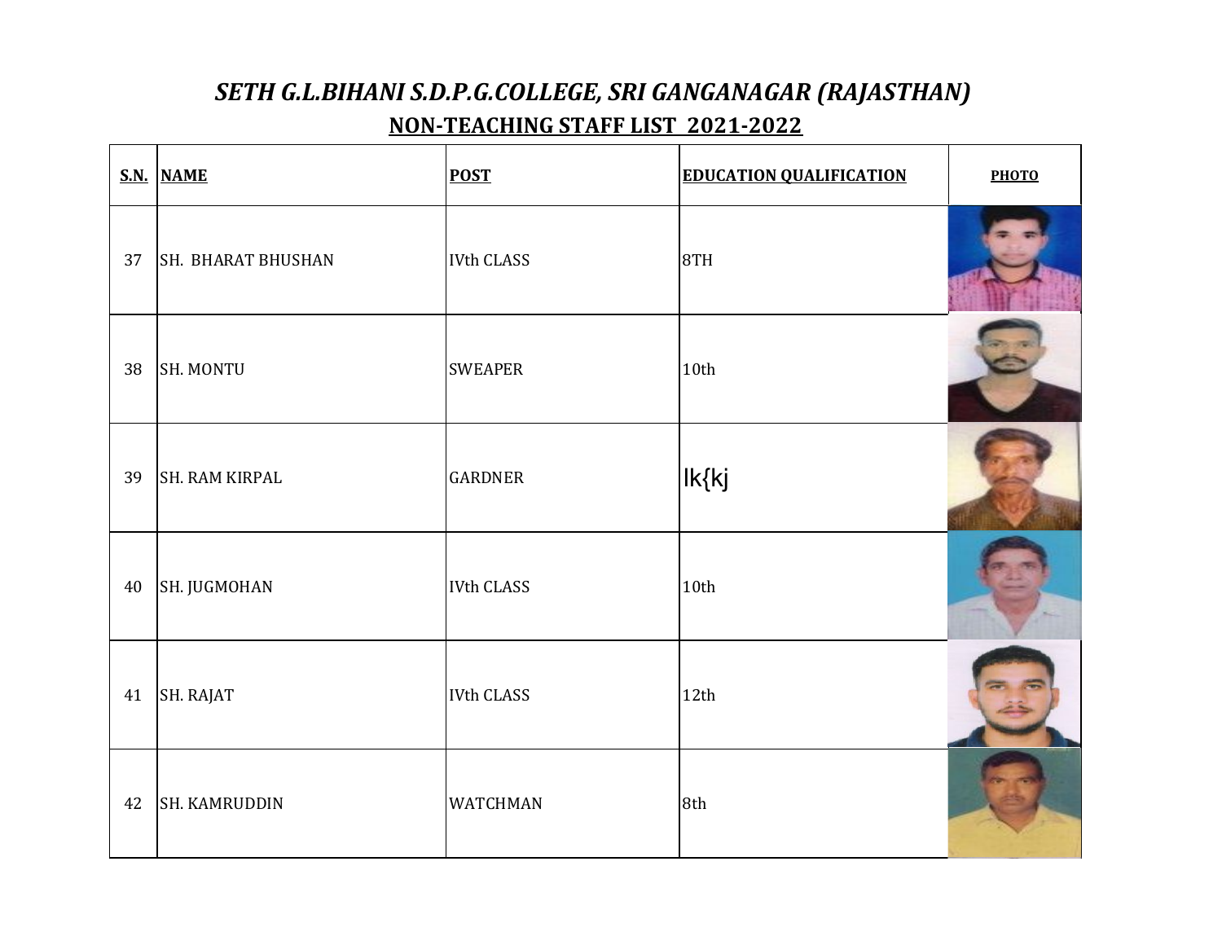# *SETH G.L.BIHANI S.D.P.G.COLLEGE, SRI GANGANAGAR (RAJASTHAN)*

## NON-TEACHING STAFF LIST 2021-2022

| S.N. | NAME | POST | EDUCATION QUALIFICATION | PHOTO |
|---|---|---|---|---|
| 37 | SH. BHARAT BHUSHAN | IVth CLASS | 8TH | |
| 38 | SH. MONTU | SWEAPER | 10th | |
| 39 | SH. RAM KIRPAL | GARDNER | lk{kj | |
| 40 | SH. JUGMOHAN | IVth CLASS | 10th | |
| 41 | SH. RAJAT | IVth CLASS | 12th | |
| 42 | SH. KAMRUDDIN | WATCHMAN | 8th | |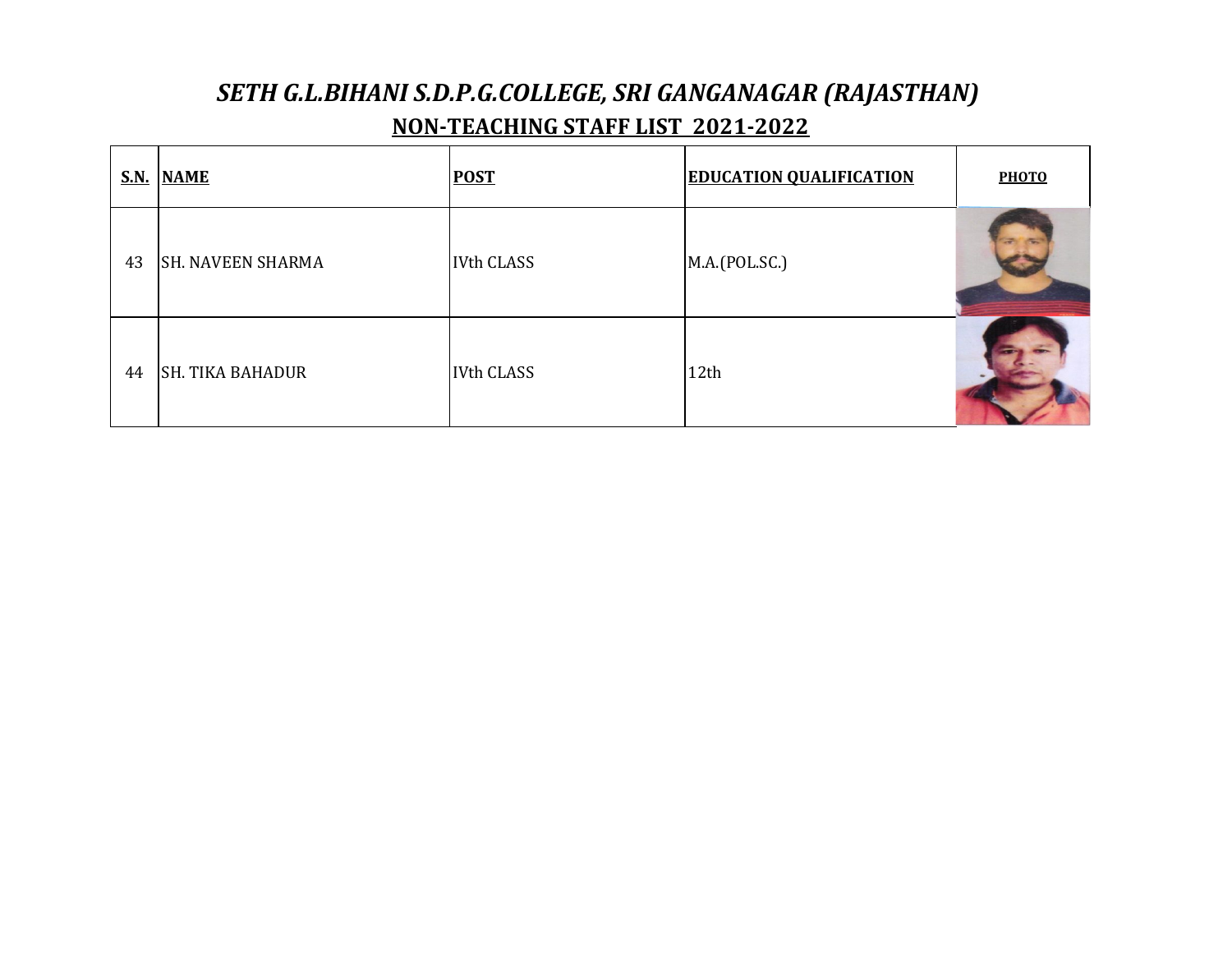# *SETH G.L.BIHANI S.D.P.G.COLLEGE, SRI GANGANAGAR (RAJASTHAN)*

## NON-TEACHING STAFF LIST 2021-2022

| S.N. | NAME | POST | EDUCATION QUALIFICATION | PHOTO |
|---|---|---|---|---|
| 43 | SH. NAVEEN SHARMA | IVth CLASS | M.A.(POL.SC.) | |
| 44 | SH. TIKA BAHADUR | IVth CLASS | 12th | |